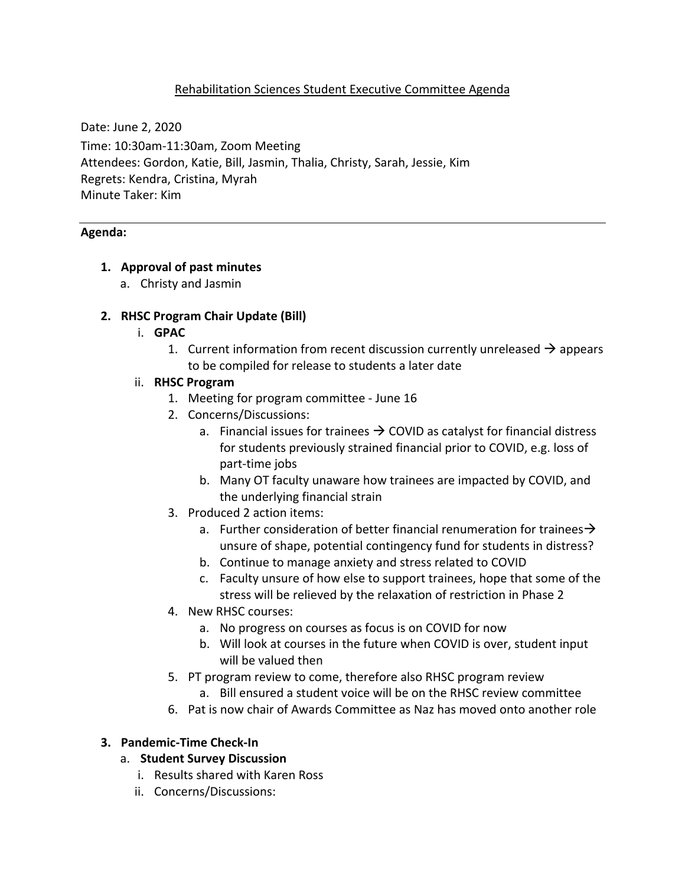Rehabilitation Sciences Student Executive Committee Agenda

Date: June 2, 2020
Time: 10:30am-11:30am, Zoom Meeting
Attendees: Gordon, Katie, Bill, Jasmin, Thalia, Christy, Sarah, Jessie, Kim
Regrets: Kendra, Cristina, Myrah
Minute Taker: Kim

---

**Agenda:**

1. **Approval of past minutes**
   a. Christy and Jasmin

2. **RHSC Program Chair Update (Bill)**
   i. **GPAC**
      1. Current information from recent discussion currently unreleased → appears to be compiled for release to students a later date

   ii. **RHSC Program**
      1. Meeting for program committee - June 16
      2. Concerns/Discussions:
         a. Financial issues for trainees → COVID as catalyst for financial distress for students previously strained financial prior to COVID, e.g. loss of part-time jobs
         b. Many OT faculty unaware how trainees are impacted by COVID, and the underlying financial strain
      3. Produced 2 action items:
         a. Further consideration of better financial renumeration for trainees→ unsure of shape, potential contingency fund for students in distress?
         b. Continue to manage anxiety and stress related to COVID
         c. Faculty unsure of how else to support trainees, hope that some of the stress will be relieved by the relaxation of restriction in Phase 2
      4. New RHSC courses:
         a. No progress on courses as focus is on COVID for now
         b. Will look at courses in the future when COVID is over, student input will be valued then
      5. PT program review to come, therefore also RHSC program review
         a. Bill ensured a student voice will be on the RHSC review committee
      6. Pat is now chair of Awards Committee as Naz has moved onto another role

3. **Pandemic-Time Check-In**
   a. **Student Survey Discussion**
      i. Results shared with Karen Ross
      ii. Concerns/Discussions: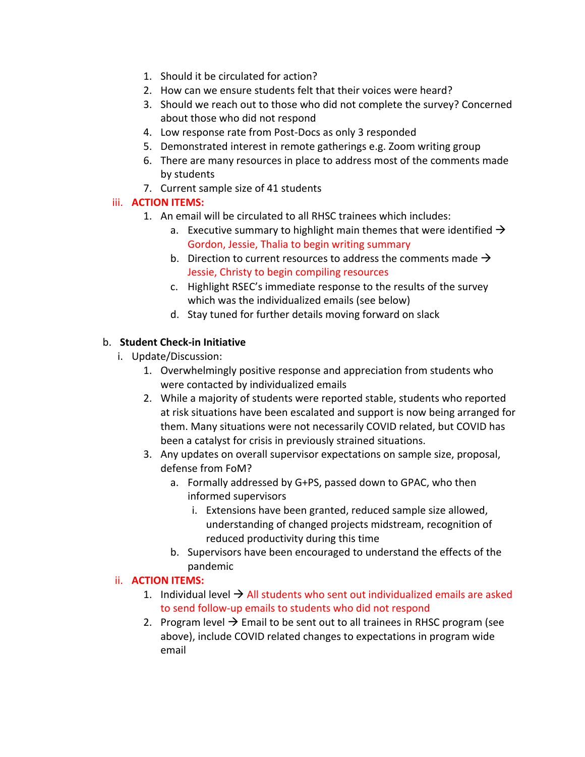1. Should it be circulated for action?
2. How can we ensure students felt that their voices were heard?
3. Should we reach out to those who did not complete the survey? Concerned about those who did not respond
4. Low response rate from Post-Docs as only 3 responded
5. Demonstrated interest in remote gatherings e.g. Zoom writing group
6. There are many resources in place to address most of the comments made by students
7. Current sample size of 41 students

iii. **ACTION ITEMS:**

1. An email will be circulated to all RHSC trainees which includes:
   a. Executive summary to highlight main themes that were identified → Gordon, Jessie, Thalia to begin writing summary
   b. Direction to current resources to address the comments made → Jessie, Christy to begin compiling resources
   c. Highlight RSEC's immediate response to the results of the survey which was the individualized emails (see below)
   d. Stay tuned for further details moving forward on slack

b. **Student Check-in Initiative**

i. Update/Discussion:

1. Overwhelmingly positive response and appreciation from students who were contacted by individualized emails
2. While a majority of students were reported stable, students who reported at risk situations have been escalated and support is now being arranged for them. Many situations were not necessarily COVID related, but COVID has been a catalyst for crisis in previously strained situations.
3. Any updates on overall supervisor expectations on sample size, proposal, defense from FoM?
   a. Formally addressed by G+PS, passed down to GPAC, who then informed supervisors
      i. Extensions have been granted, reduced sample size allowed, understanding of changed projects midstream, recognition of reduced productivity during this time
   b. Supervisors have been encouraged to understand the effects of the pandemic

ii. **ACTION ITEMS:**

1. Individual level → All students who sent out individualized emails are asked to send follow-up emails to students who did not respond
2. Program level → Email to be sent out to all trainees in RHSC program (see above), include COVID related changes to expectations in program wide email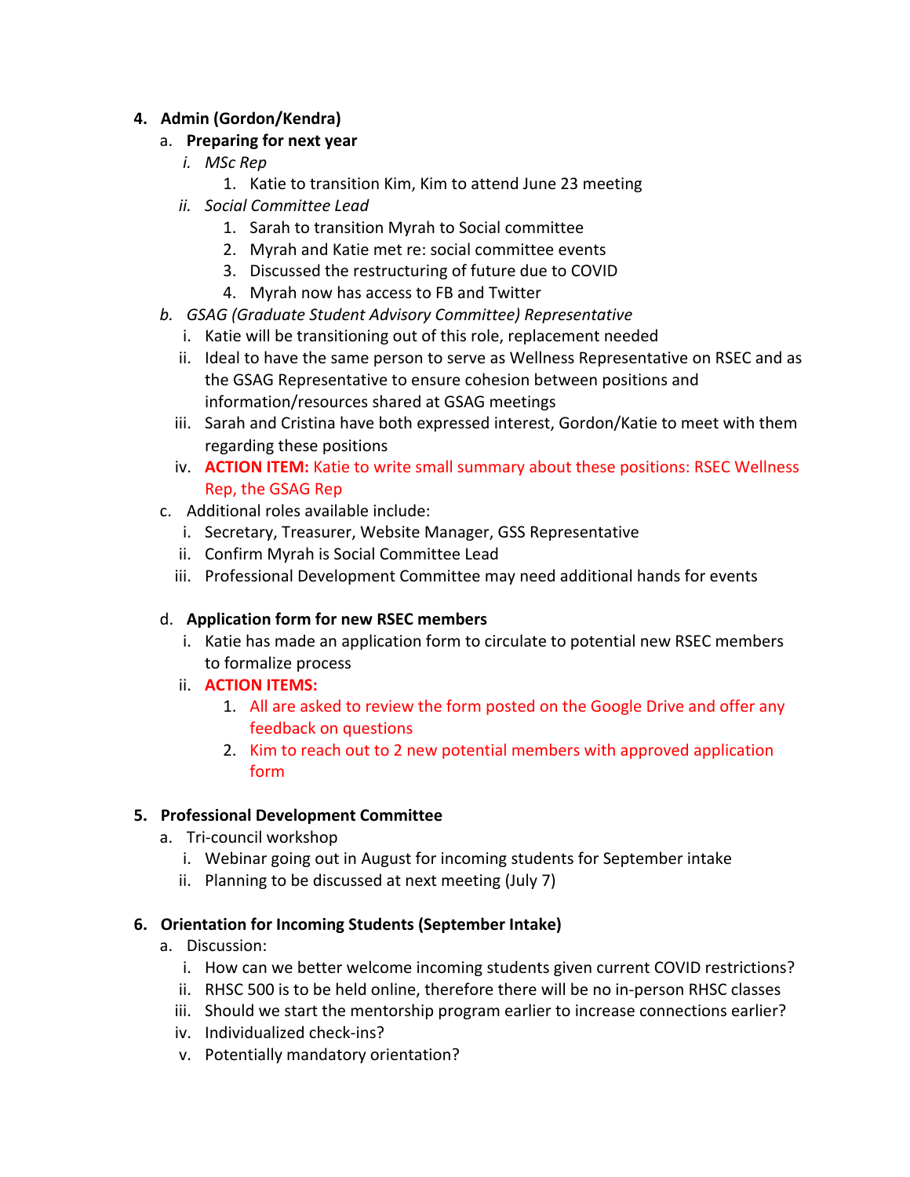4. **Admin (Gordon/Kendra)**
    a. **Preparing for next year**
        i. *MSc Rep*
            1. Katie to transition Kim, Kim to attend June 23 meeting
        ii. *Social Committee Lead*
            1. Sarah to transition Myrah to Social committee
            2. Myrah and Katie met re: social committee events
            3. Discussed the restructuring of future due to COVID
            4. Myrah now has access to FB and Twitter
    b. *GSAG (Graduate Student Advisory Committee) Representative*
        i. Katie will be transitioning out of this role, replacement needed
        ii. Ideal to have the same person to serve as Wellness Representative on RSEC and as the GSAG Representative to ensure cohesion between positions and information/resources shared at GSAG meetings
        iii. Sarah and Cristina have both expressed interest, Gordon/Katie to meet with them regarding these positions
        iv. **ACTION ITEM:** Katie to write small summary about these positions: RSEC Wellness Rep, the GSAG Rep
    c. Additional roles available include:
        i. Secretary, Treasurer, Website Manager, GSS Representative
        ii. Confirm Myrah is Social Committee Lead
        iii. Professional Development Committee may need additional hands for events
    d. **Application form for new RSEC members**
        i. Katie has made an application form to circulate to potential new RSEC members to formalize process
        ii. **ACTION ITEMS:**
            1. All are asked to review the form posted on the Google Drive and offer any feedback on questions
            2. Kim to reach out to 2 new potential members with approved application form

5. **Professional Development Committee**
    a. Tri-council workshop
        i. Webinar going out in August for incoming students for September intake
        ii. Planning to be discussed at next meeting (July 7)

6. **Orientation for Incoming Students (September Intake)**
    a. Discussion:
        i. How can we better welcome incoming students given current COVID restrictions?
        ii. RHSC 500 is to be held online, therefore there will be no in-person RHSC classes
        iii. Should we start the mentorship program earlier to increase connections earlier?
        iv. Individualized check-ins?
        v. Potentially mandatory orientation?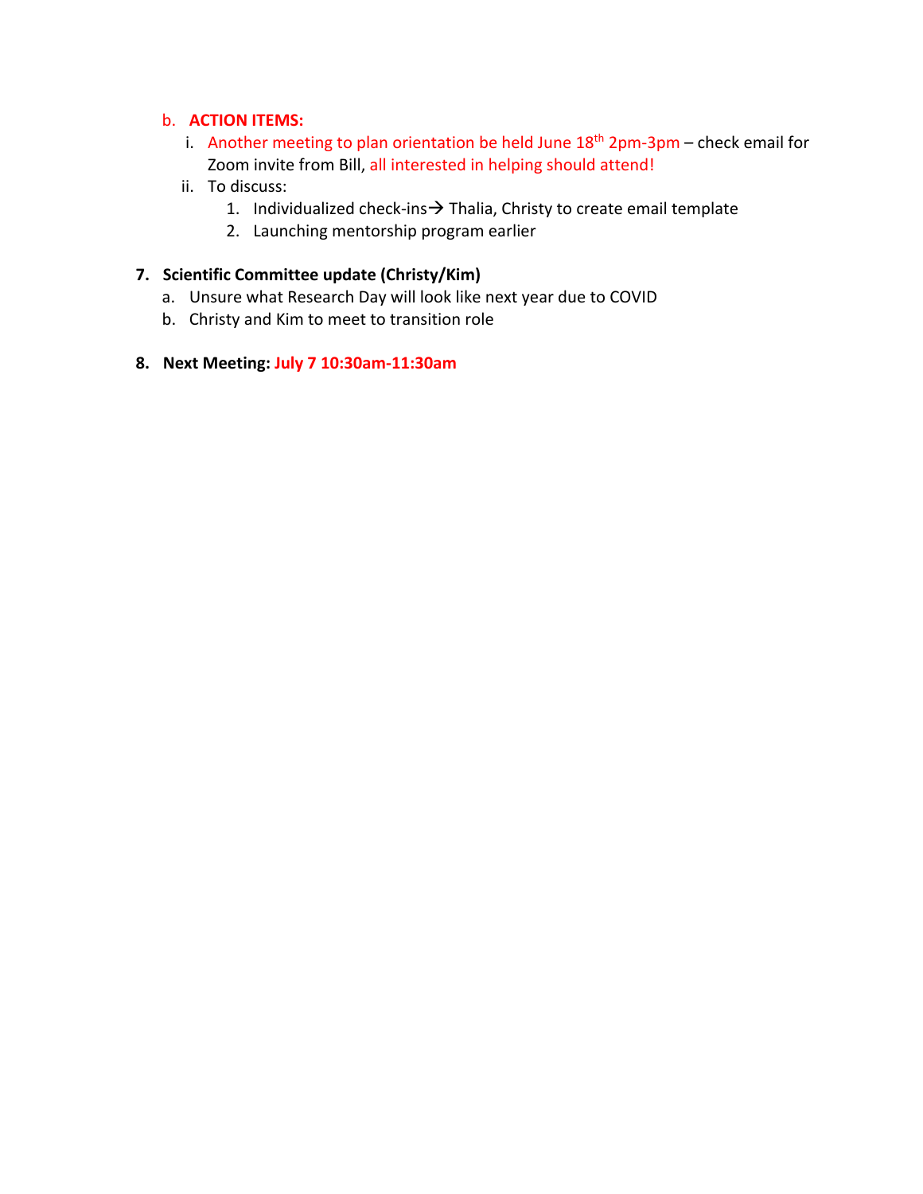b. **ACTION ITEMS:**
   i. Another meeting to plan orientation be held June 18th 2pm-3pm – check email for Zoom invite from Bill, all interested in helping should attend!
   ii. To discuss:
      1. Individualized check-ins→ Thalia, Christy to create email template
      2. Launching mentorship program earlier

7. **Scientific Committee update (Christy/Kim)**
   a. Unsure what Research Day will look like next year due to COVID
   b. Christy and Kim to meet to transition role

8. **Next Meeting: July 7 10:30am-11:30am**